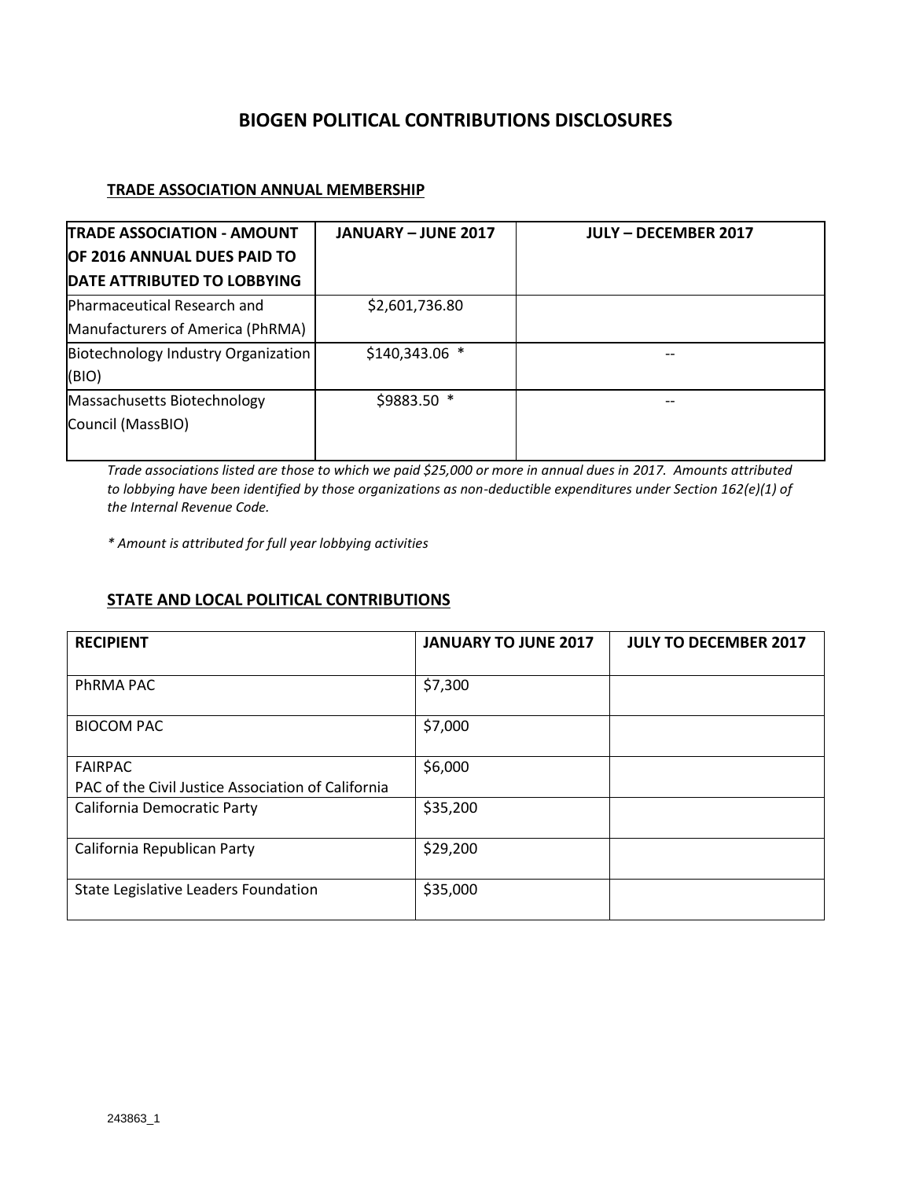# BIOGEN POLITICAL CONTRIBUTIONS DISCLOSURES

## TRADE ASSOCIATION ANNUAL MEMBERSHIP

| TRADE ASSOCIATION - AMOUNT OF 2016 ANNUAL DUES PAID TO DATE ATTRIBUTED TO LOBBYING | JANUARY – JUNE 2017 | JULY – DECEMBER 2017 |
|---|---|---|
| Pharmaceutical Research and Manufacturers of America (PhRMA) | $2,601,736.80 | |
| Biotechnology Industry Organization (BIO) | $140,343.06 * | -- |
| Massachusetts Biotechnology Council (MassBIO) | $9883.50 * | -- |

*Trade associations listed are those to which we paid $25,000 or more in annual dues in 2017. Amounts attributed to lobbying have been identified by those organizations as non-deductible expenditures under Section 162(e)(1) of the Internal Revenue Code.*

** Amount is attributed for full year lobbying activities*

## STATE AND LOCAL POLITICAL CONTRIBUTIONS

| RECIPIENT | JANUARY TO JUNE 2017 | JULY TO DECEMBER 2017 |
|---|---|---|
| PhRMA PAC | $7,300 | |
| BIOCOM PAC | $7,000 | |
| FAIRPAC<br>PAC of the Civil Justice Association of California | $6,000 | |
| California Democratic Party | $35,200 | |
| California Republican Party | $29,200 | |
| State Legislative Leaders Foundation | $35,000 | |

243863_1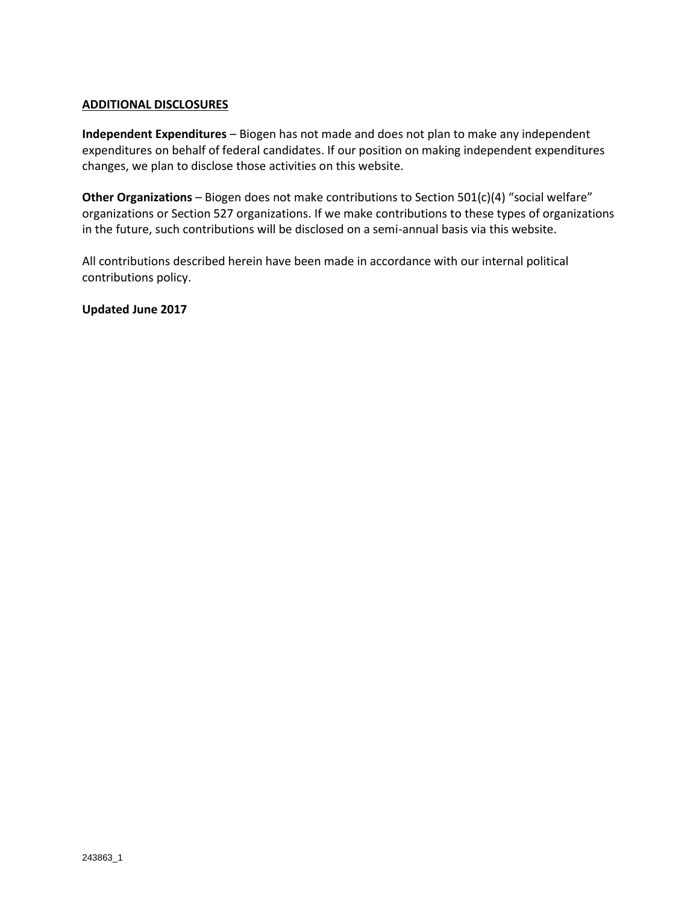## ADDITIONAL DISCLOSURES

**Independent Expenditures** – Biogen has not made and does not plan to make any independent expenditures on behalf of federal candidates. If our position on making independent expenditures changes, we plan to disclose those activities on this website.

**Other Organizations** – Biogen does not make contributions to Section 501(c)(4) "social welfare" organizations or Section 527 organizations. If we make contributions to these types of organizations in the future, such contributions will be disclosed on a semi-annual basis via this website.

All contributions described herein have been made in accordance with our internal political contributions policy.

**Updated June 2017**

243863_1